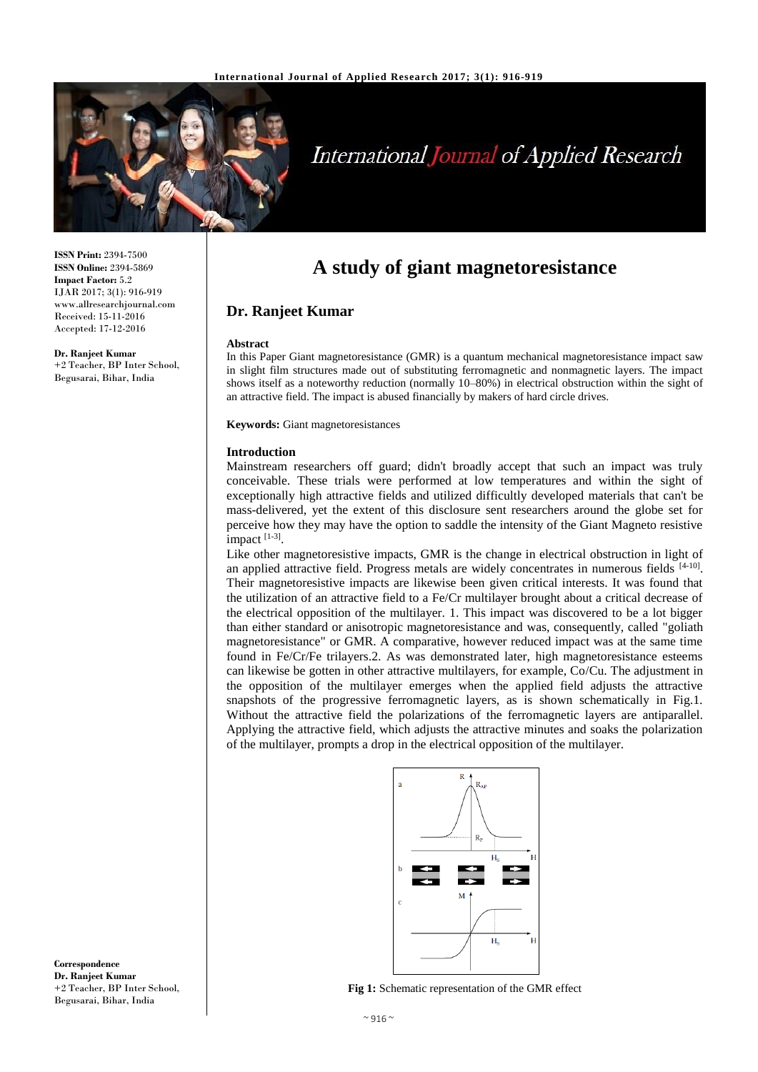# A study of giant magnetoresistance

## Dr. Ranjeet Kumar

**ISSN Print:** 2394-7500
**ISSN Online:** 2394-5869
**Impact Factor:** 5.2
IJAR 2017; 3(1): 916-919
www.allresearchjournal.com
Received: 15-11-2016
Accepted: 17-12-2016

**Dr. Ranjeet Kumar**
+2 Teacher, BP Inter School, Begusarai, Bihar, India

**Correspondence**
**Dr. Ranjeet Kumar**
+2 Teacher, BP Inter School, Begusarai, Bihar, India

### Abstract

In this Paper Giant magnetoresistance (GMR) is a quantum mechanical magnetoresistance impact saw in slight film structures made out of substituting ferromagnetic and nonmagnetic layers. The impact shows itself as a noteworthy reduction (normally 10–80%) in electrical obstruction within the sight of an attractive field. The impact is abused financially by makers of hard circle drives.

**Keywords:** Giant magnetoresistances

### Introduction

Mainstream researchers off guard; didn't broadly accept that such an impact was truly conceivable. These trials were performed at low temperatures and within the sight of exceptionally high attractive fields and utilized difficultly developed materials that can't be mass-delivered, yet the extent of this disclosure sent researchers around the globe set for perceive how they may have the option to saddle the intensity of the Giant Magneto resistive impact [1-3].

Like other magnetoresistive impacts, GMR is the change in electrical obstruction in light of an applied attractive field. Progress metals are widely concentrates in numerous fields [4-10]. Their magnetoresistive impacts are likewise been given critical interests. It was found that the utilization of an attractive field to a Fe/Cr multilayer brought about a critical decrease of the electrical opposition of the multilayer. 1. This impact was discovered to be a lot bigger than either standard or anisotropic magnetoresistance and was, consequently, called "goliath magnetoresistance" or GMR. A comparative, however reduced impact was at the same time found in Fe/Cr/Fe trilayers.2. As was demonstrated later, high magnetoresistance esteems can likewise be gotten in other attractive multilayers, for example, Co/Cu. The adjustment in the opposition of the multilayer emerges when the applied field adjusts the attractive snapshots of the progressive ferromagnetic layers, as is shown schematically in Fig.1. Without the attractive field the polarizations of the ferromagnetic layers are antiparallel. Applying the attractive field, which adjusts the attractive minutes and soaks the polarization of the multilayer, prompts a drop in the electrical opposition of the multilayer.

**Fig 1:** Schematic representation of the GMR effect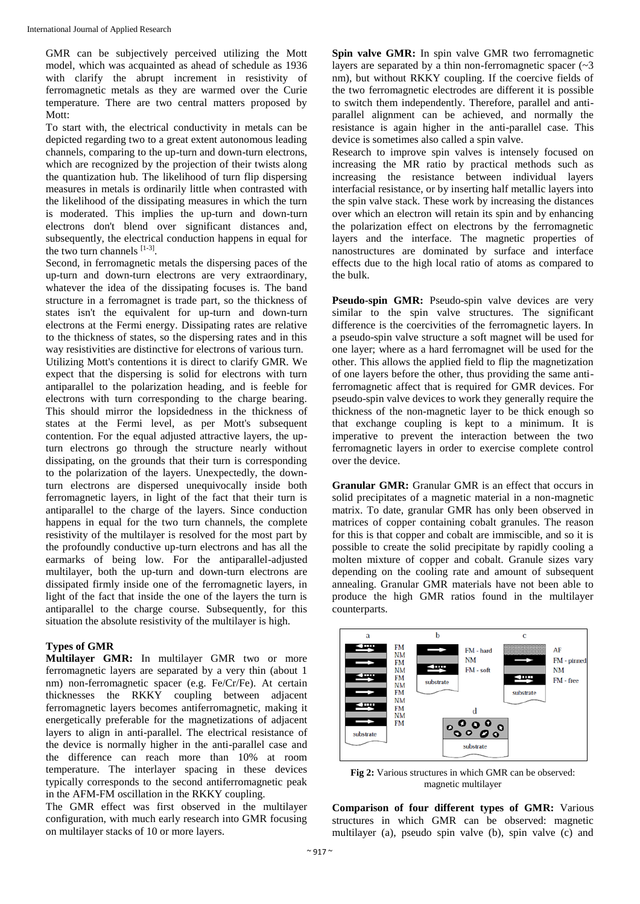GMR can be subjectively perceived utilizing the Mott model, which was acquainted as ahead of schedule as 1936 with clarify the abrupt increment in resistivity of ferromagnetic metals as they are warmed over the Curie temperature. There are two central matters proposed by Mott:

To start with, the electrical conductivity in metals can be depicted regarding two to a great extent autonomous leading channels, comparing to the up-turn and down-turn electrons, which are recognized by the projection of their twists along the quantization hub. The likelihood of turn flip dispersing measures in metals is ordinarily little when contrasted with the likelihood of the dissipating measures in which the turn is moderated. This implies the up-turn and down-turn electrons don't blend over significant distances and, subsequently, the electrical conduction happens in equal for the two turn channels [1-3].

Second, in ferromagnetic metals the dispersing paces of the up-turn and down-turn electrons are very extraordinary, whatever the idea of the dissipating focuses is. The band structure in a ferromagnet is trade part, so the thickness of states isn't the equivalent for up-turn and down-turn electrons at the Fermi energy. Dissipating rates are relative to the thickness of states, so the dispersing rates and in this way resistivities are distinctive for electrons of various turn.

Utilizing Mott's contentions it is direct to clarify GMR. We expect that the dispersing is solid for electrons with turn antiparallel to the polarization heading, and is feeble for electrons with turn corresponding to the charge bearing. This should mirror the lopsidedness in the thickness of states at the Fermi level, as per Mott's subsequent contention. For the equal adjusted attractive layers, the up-turn electrons go through the structure nearly without dissipating, on the grounds that their turn is corresponding to the polarization of the layers. Unexpectedly, the down-turn electrons are dispersed unequivocally inside both ferromagnetic layers, in light of the fact that their turn is antiparallel to the charge of the layers. Since conduction happens in equal for the two turn channels, the complete resistivity of the multilayer is resolved for the most part by the profoundly conductive up-turn electrons and has all the earmarks of being low. For the antiparallel-adjusted multilayer, both the up-turn and down-turn electrons are dissipated firmly inside one of the ferromagnetic layers, in light of the fact that inside the one of the layers the turn is antiparallel to the charge course. Subsequently, for this situation the absolute resistivity of the multilayer is high.

### Types of GMR

**Multilayer GMR:** In multilayer GMR two or more ferromagnetic layers are separated by a very thin (about 1 nm) non-ferromagnetic spacer (e.g. Fe/Cr/Fe). At certain thicknesses the RKKY coupling between adjacent ferromagnetic layers becomes antiferromagnetic, making it energetically preferable for the magnetizations of adjacent layers to align in anti-parallel. The electrical resistance of the device is normally higher in the anti-parallel case and the difference can reach more than 10% at room temperature. The interlayer spacing in these devices typically corresponds to the second antiferromagnetic peak in the AFM-FM oscillation in the RKKY coupling.

The GMR effect was first observed in the multilayer configuration, with much early research into GMR focusing on multilayer stacks of 10 or more layers.

**Spin valve GMR:** In spin valve GMR two ferromagnetic layers are separated by a thin non-ferromagnetic spacer (~3 nm), but without RKKY coupling. If the coercive fields of the two ferromagnetic electrodes are different it is possible to switch them independently. Therefore, parallel and anti-parallel alignment can be achieved, and normally the resistance is again higher in the anti-parallel case. This device is sometimes also called a spin valve.

Research to improve spin valves is intensely focused on increasing the MR ratio by practical methods such as increasing the resistance between individual layers interfacial resistance, or by inserting half metallic layers into the spin valve stack. These work by increasing the distances over which an electron will retain its spin and by enhancing the polarization effect on electrons by the ferromagnetic layers and the interface. The magnetic properties of nanostructures are dominated by surface and interface effects due to the high local ratio of atoms as compared to the bulk.

**Pseudo-spin GMR:** Pseudo-spin valve devices are very similar to the spin valve structures. The significant difference is the coercivities of the ferromagnetic layers. In a pseudo-spin valve structure a soft magnet will be used for one layer; where as a hard ferromagnet will be used for the other. This allows the applied field to flip the magnetization of one layers before the other, thus providing the same anti-ferromagnetic affect that is required for GMR devices. For pseudo-spin valve devices to work they generally require the thickness of the non-magnetic layer to be thick enough so that exchange coupling is kept to a minimum. It is imperative to prevent the interaction between the two ferromagnetic layers in order to exercise complete control over the device.

**Granular GMR:** Granular GMR is an effect that occurs in solid precipitates of a magnetic material in a non-magnetic matrix. To date, granular GMR has only been observed in matrices of copper containing cobalt granules. The reason for this is that copper and cobalt are immiscible, and so it is possible to create the solid precipitate by rapidly cooling a molten mixture of copper and cobalt. Granule sizes vary depending on the cooling rate and amount of subsequent annealing. Granular GMR materials have not been able to produce the high GMR ratios found in the multilayer counterparts.

**Fig 2:** Various structures in which GMR can be observed: magnetic multilayer

**Comparison of four different types of GMR:** Various structures in which GMR can be observed: magnetic multilayer (a), pseudo spin valve (b), spin valve (c) and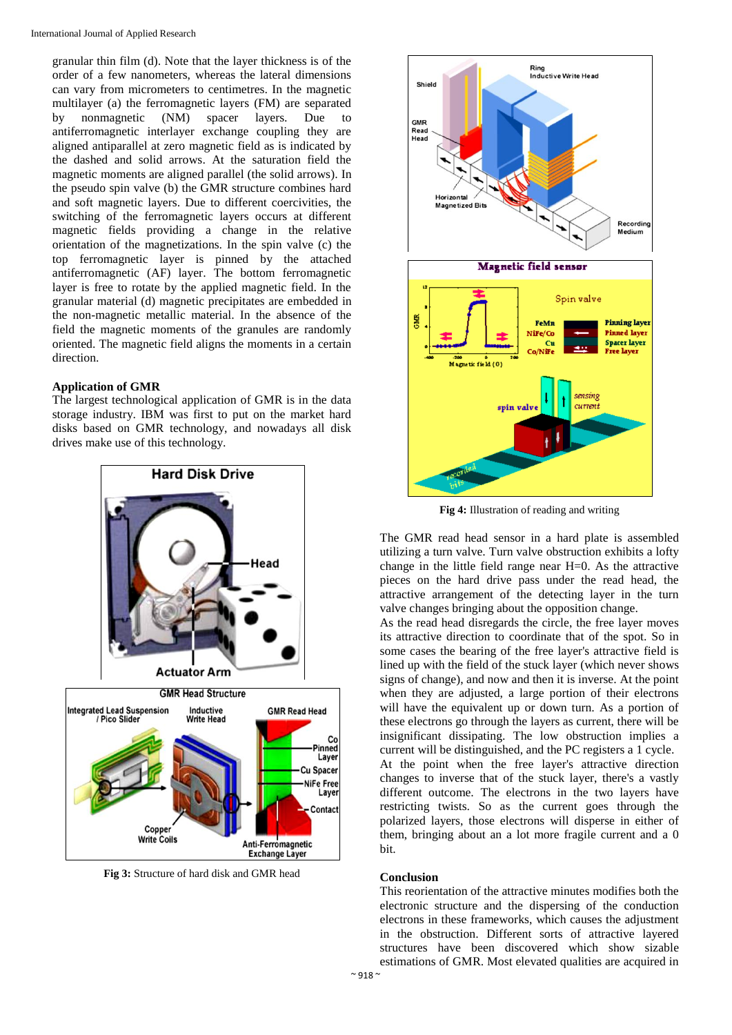granular thin film (d). Note that the layer thickness is of the order of a few nanometers, whereas the lateral dimensions can vary from micrometers to centimetres. In the magnetic multilayer (a) the ferromagnetic layers (FM) are separated by nonmagnetic (NM) spacer layers. Due to antiferromagnetic interlayer exchange coupling they are aligned antiparallel at zero magnetic field as is indicated by the dashed and solid arrows. At the saturation field the magnetic moments are aligned parallel (the solid arrows). In the pseudo spin valve (b) the GMR structure combines hard and soft magnetic layers. Due to different coercivities, the switching of the ferromagnetic layers occurs at different magnetic fields providing a change in the relative orientation of the magnetizations. In the spin valve (c) the top ferromagnetic layer is pinned by the attached antiferromagnetic (AF) layer. The bottom ferromagnetic layer is free to rotate by the applied magnetic field. In the granular material (d) magnetic precipitates are embedded in the non-magnetic metallic material. In the absence of the field the magnetic moments of the granules are randomly oriented. The magnetic field aligns the moments in a certain direction.

### Application of GMR

The largest technological application of GMR is in the data storage industry. IBM was first to put on the market hard disks based on GMR technology, and nowadays all disk drives make use of this technology.

**Fig 3:** Structure of hard disk and GMR head

**Fig 4:** Illustration of reading and writing

The GMR read head sensor in a hard plate is assembled utilizing a turn valve. Turn valve obstruction exhibits a lofty change in the little field range near H=0. As the attractive pieces on the hard drive pass under the read head, the attractive arrangement of the detecting layer in the turn valve changes bringing about the opposition change.

As the read head disregards the circle, the free layer moves its attractive direction to coordinate that of the spot. So in some cases the bearing of the free layer's attractive field is lined up with the field of the stuck layer (which never shows signs of change), and now and then it is inverse. At the point when they are adjusted, a large portion of their electrons will have the equivalent up or down turn. As a portion of these electrons go through the layers as current, there will be insignificant dissipating. The low obstruction implies a current will be distinguished, and the PC registers a 1 cycle.

At the point when the free layer's attractive direction changes to inverse that of the stuck layer, there's a vastly different outcome. The electrons in the two layers have restricting twists. So as the current goes through the polarized layers, those electrons will disperse in either of them, bringing about an a lot more fragile current and a 0 bit.

### Conclusion

This reorientation of the attractive minutes modifies both the electronic structure and the dispersing of the conduction electrons in these frameworks, which causes the adjustment in the obstruction. Different sorts of attractive layered structures have been discovered which show sizable estimations of GMR. Most elevated qualities are acquired in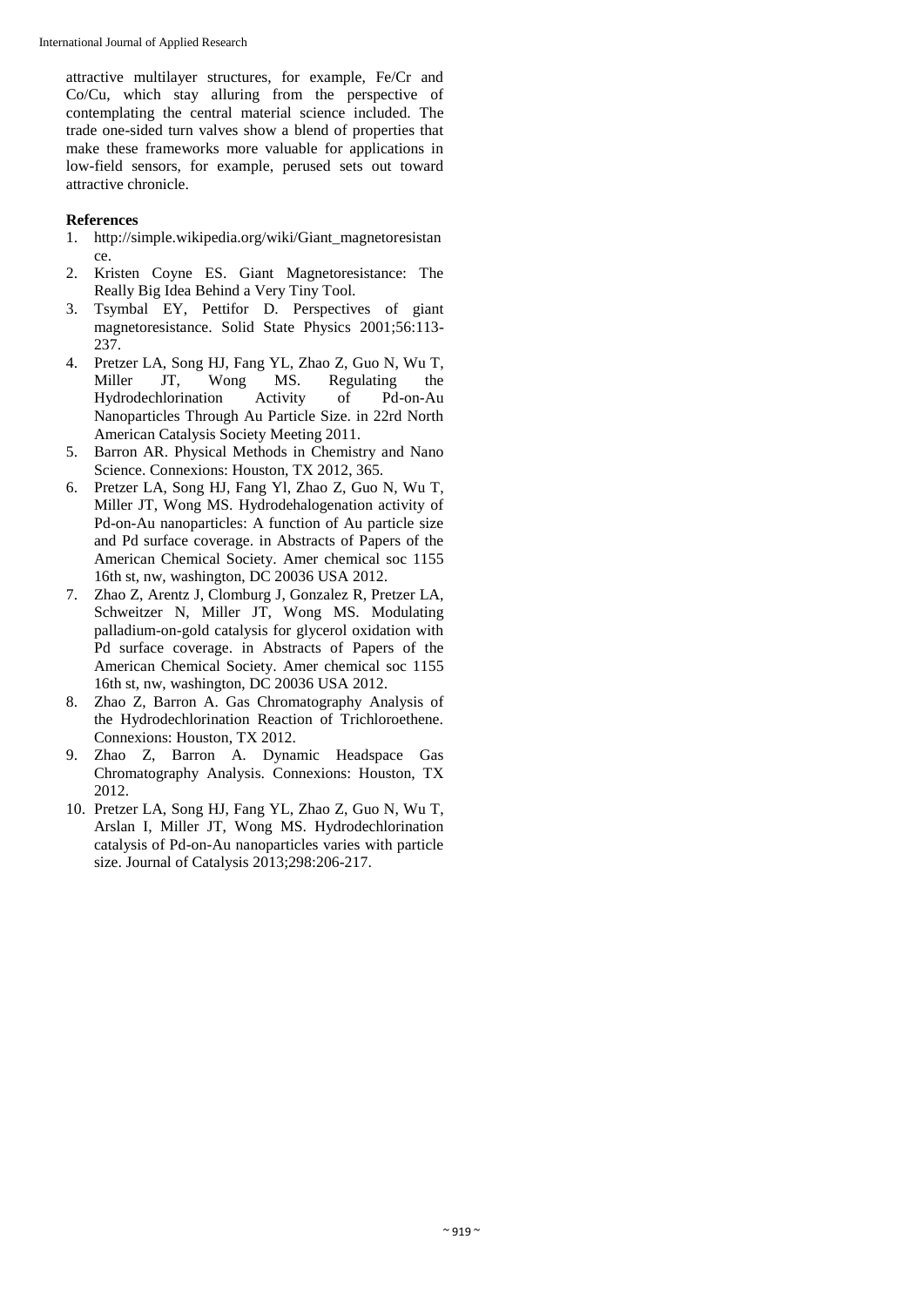attractive multilayer structures, for example, Fe/Cr and Co/Cu, which stay alluring from the perspective of contemplating the central material science included. The trade one-sided turn valves show a blend of properties that make these frameworks more valuable for applications in low-field sensors, for example, perused sets out toward attractive chronicle.

**References**

1. http://simple.wikipedia.org/wiki/Giant_magnetoresistance.
2. Kristen Coyne ES. Giant Magnetoresistance: The Really Big Idea Behind a Very Tiny Tool.
3. Tsymbal EY, Pettifor D. Perspectives of giant magnetoresistance. Solid State Physics 2001;56:113-237.
4. Pretzer LA, Song HJ, Fang YL, Zhao Z, Guo N, Wu T, Miller JT, Wong MS. Regulating the Hydrodechlorination Activity of Pd-on-Au Nanoparticles Through Au Particle Size. in 22rd North American Catalysis Society Meeting 2011.
5. Barron AR. Physical Methods in Chemistry and Nano Science. Connexions: Houston, TX 2012, 365.
6. Pretzer LA, Song HJ, Fang Yl, Zhao Z, Guo N, Wu T, Miller JT, Wong MS. Hydrodehalogenation activity of Pd-on-Au nanoparticles: A function of Au particle size and Pd surface coverage. in Abstracts of Papers of the American Chemical Society. Amer chemical soc 1155 16th st, nw, washington, DC 20036 USA 2012.
7. Zhao Z, Arentz J, Clomburg J, Gonzalez R, Pretzer LA, Schweitzer N, Miller JT, Wong MS. Modulating palladium-on-gold catalysis for glycerol oxidation with Pd surface coverage. in Abstracts of Papers of the American Chemical Society. Amer chemical soc 1155 16th st, nw, washington, DC 20036 USA 2012.
8. Zhao Z, Barron A. Gas Chromatography Analysis of the Hydrodechlorination Reaction of Trichloroethene. Connexions: Houston, TX 2012.
9. Zhao Z, Barron A. Dynamic Headspace Gas Chromatography Analysis. Connexions: Houston, TX 2012.
10. Pretzer LA, Song HJ, Fang YL, Zhao Z, Guo N, Wu T, Arslan I, Miller JT, Wong MS. Hydrodechlorination catalysis of Pd-on-Au nanoparticles varies with particle size. Journal of Catalysis 2013;298:206-217.